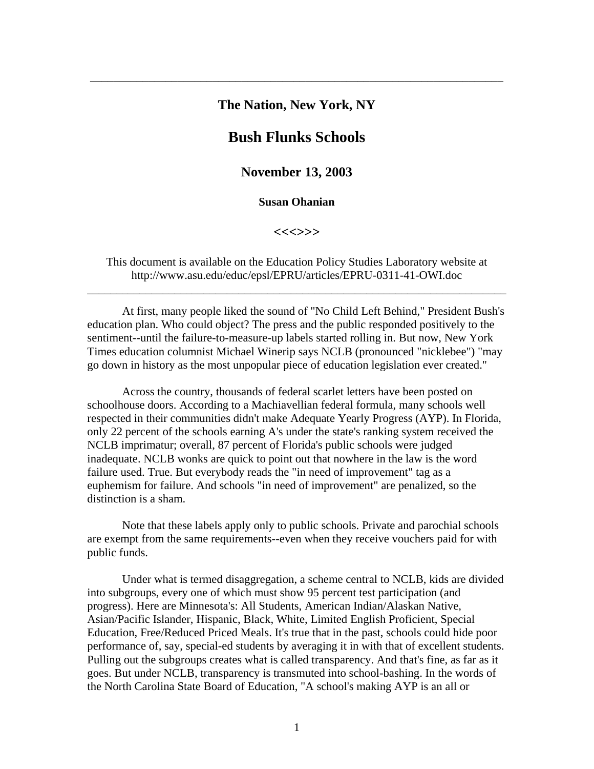**The Nation, New York, NY**

# Bush Flunks Schools

**November 13, 2003**

**Susan Ohanian**

**<<<>>>**

This document is available on the Education Policy Studies Laboratory website at http://www.asu.edu/educ/epsl/EPRU/articles/EPRU-0311-41-OWI.doc

---

At first, many people liked the sound of "No Child Left Behind," President Bush's education plan. Who could object? The press and the public responded positively to the sentiment--until the failure-to-measure-up labels started rolling in. But now, New York Times education columnist Michael Winerip says NCLB (pronounced "nicklebee") "may go down in history as the most unpopular piece of education legislation ever created."

Across the country, thousands of federal scarlet letters have been posted on schoolhouse doors. According to a Machiavellian federal formula, many schools well respected in their communities didn't make Adequate Yearly Progress (AYP). In Florida, only 22 percent of the schools earning A's under the state's ranking system received the NCLB imprimatur; overall, 87 percent of Florida's public schools were judged inadequate. NCLB wonks are quick to point out that nowhere in the law is the word failure used. True. But everybody reads the "in need of improvement" tag as a euphemism for failure. And schools "in need of improvement" are penalized, so the distinction is a sham.

Note that these labels apply only to public schools. Private and parochial schools are exempt from the same requirements--even when they receive vouchers paid for with public funds.

Under what is termed disaggregation, a scheme central to NCLB, kids are divided into subgroups, every one of which must show 95 percent test participation (and progress). Here are Minnesota's: All Students, American Indian/Alaskan Native, Asian/Pacific Islander, Hispanic, Black, White, Limited English Proficient, Special Education, Free/Reduced Priced Meals. It's true that in the past, schools could hide poor performance of, say, special-ed students by averaging it in with that of excellent students. Pulling out the subgroups creates what is called transparency. And that's fine, as far as it goes. But under NCLB, transparency is transmuted into school-bashing. In the words of the North Carolina State Board of Education, "A school's making AYP is an all or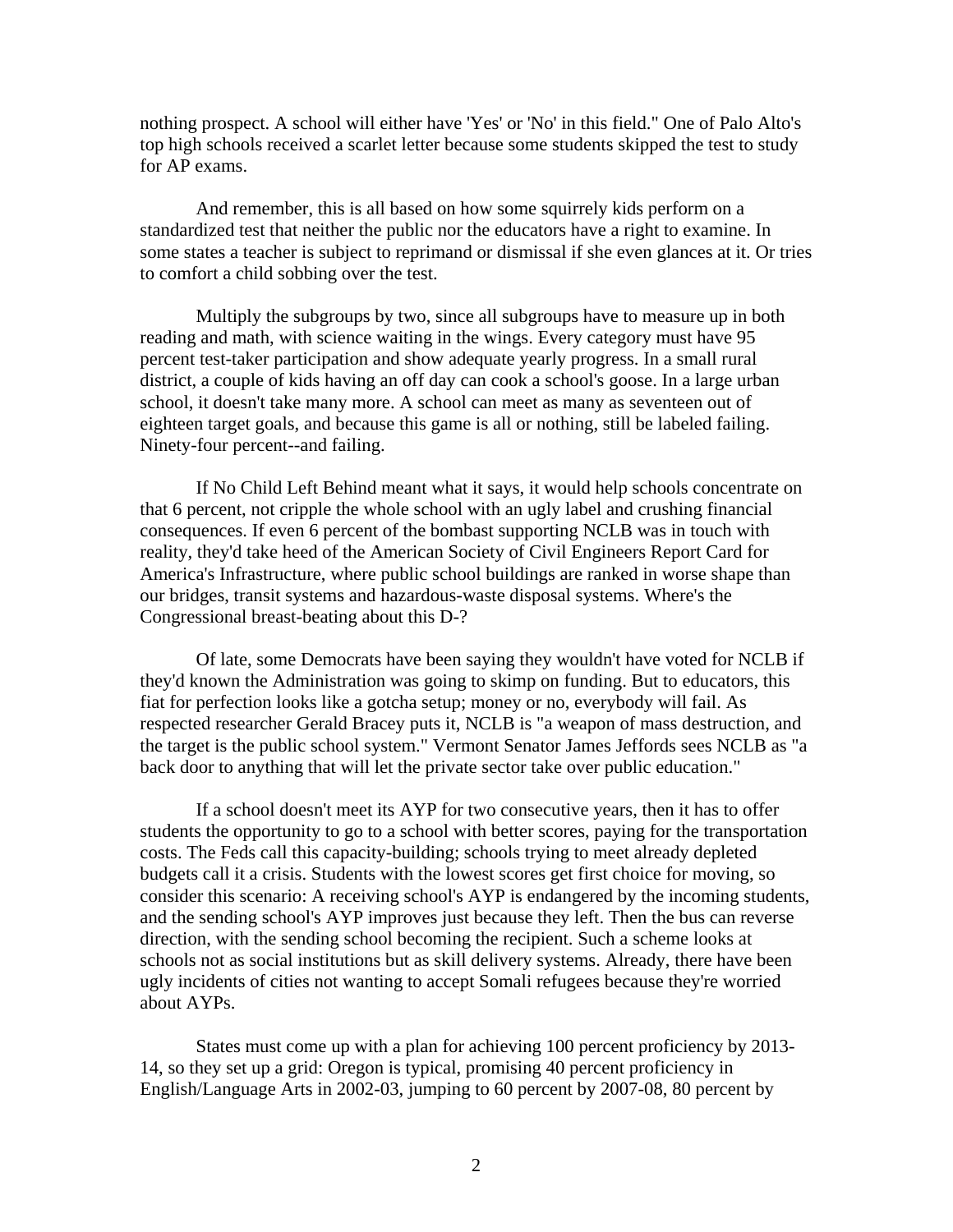nothing prospect. A school will either have 'Yes' or 'No' in this field." One of Palo Alto's top high schools received a scarlet letter because some students skipped the test to study for AP exams.

And remember, this is all based on how some squirrely kids perform on a standardized test that neither the public nor the educators have a right to examine. In some states a teacher is subject to reprimand or dismissal if she even glances at it. Or tries to comfort a child sobbing over the test.

Multiply the subgroups by two, since all subgroups have to measure up in both reading and math, with science waiting in the wings. Every category must have 95 percent test-taker participation and show adequate yearly progress. In a small rural district, a couple of kids having an off day can cook a school's goose. In a large urban school, it doesn't take many more. A school can meet as many as seventeen out of eighteen target goals, and because this game is all or nothing, still be labeled failing. Ninety-four percent--and failing.

If No Child Left Behind meant what it says, it would help schools concentrate on that 6 percent, not cripple the whole school with an ugly label and crushing financial consequences. If even 6 percent of the bombast supporting NCLB was in touch with reality, they'd take heed of the American Society of Civil Engineers Report Card for America's Infrastructure, where public school buildings are ranked in worse shape than our bridges, transit systems and hazardous-waste disposal systems. Where's the Congressional breast-beating about this D-?

Of late, some Democrats have been saying they wouldn't have voted for NCLB if they'd known the Administration was going to skimp on funding. But to educators, this fiat for perfection looks like a gotcha setup; money or no, everybody will fail. As respected researcher Gerald Bracey puts it, NCLB is "a weapon of mass destruction, and the target is the public school system." Vermont Senator James Jeffords sees NCLB as "a back door to anything that will let the private sector take over public education."

If a school doesn't meet its AYP for two consecutive years, then it has to offer students the opportunity to go to a school with better scores, paying for the transportation costs. The Feds call this capacity-building; schools trying to meet already depleted budgets call it a crisis. Students with the lowest scores get first choice for moving, so consider this scenario: A receiving school's AYP is endangered by the incoming students, and the sending school's AYP improves just because they left. Then the bus can reverse direction, with the sending school becoming the recipient. Such a scheme looks at schools not as social institutions but as skill delivery systems. Already, there have been ugly incidents of cities not wanting to accept Somali refugees because they're worried about AYPs.

States must come up with a plan for achieving 100 percent proficiency by 2013-14, so they set up a grid: Oregon is typical, promising 40 percent proficiency in English/Language Arts in 2002-03, jumping to 60 percent by 2007-08, 80 percent by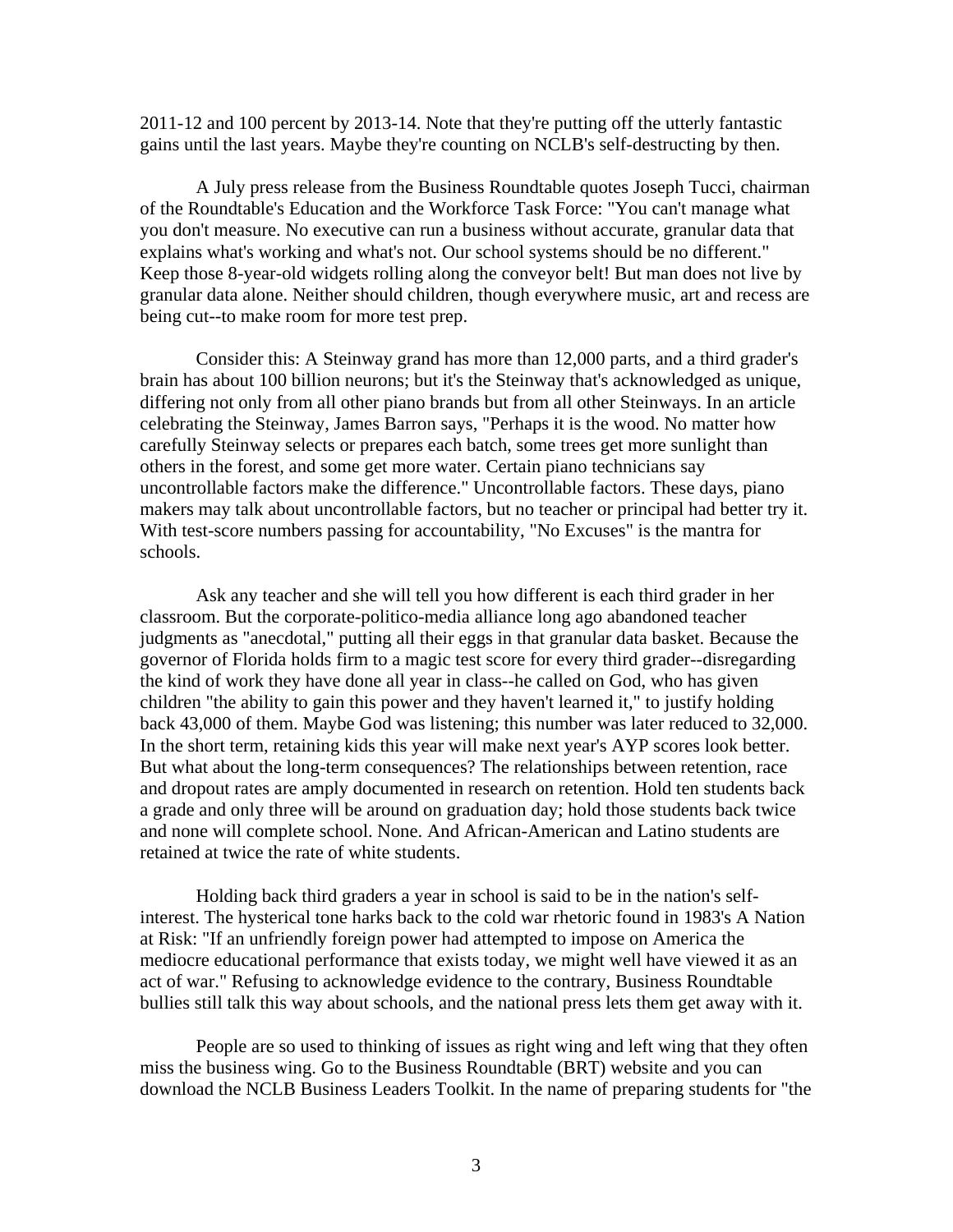2011-12 and 100 percent by 2013-14. Note that they're putting off the utterly fantastic gains until the last years. Maybe they're counting on NCLB's self-destructing by then.

A July press release from the Business Roundtable quotes Joseph Tucci, chairman of the Roundtable's Education and the Workforce Task Force: "You can't manage what you don't measure. No executive can run a business without accurate, granular data that explains what's working and what's not. Our school systems should be no different." Keep those 8-year-old widgets rolling along the conveyor belt! But man does not live by granular data alone. Neither should children, though everywhere music, art and recess are being cut--to make room for more test prep.

Consider this: A Steinway grand has more than 12,000 parts, and a third grader's brain has about 100 billion neurons; but it's the Steinway that's acknowledged as unique, differing not only from all other piano brands but from all other Steinways. In an article celebrating the Steinway, James Barron says, "Perhaps it is the wood. No matter how carefully Steinway selects or prepares each batch, some trees get more sunlight than others in the forest, and some get more water. Certain piano technicians say uncontrollable factors make the difference." Uncontrollable factors. These days, piano makers may talk about uncontrollable factors, but no teacher or principal had better try it. With test-score numbers passing for accountability, "No Excuses" is the mantra for schools.

Ask any teacher and she will tell you how different is each third grader in her classroom. But the corporate-politico-media alliance long ago abandoned teacher judgments as "anecdotal," putting all their eggs in that granular data basket. Because the governor of Florida holds firm to a magic test score for every third grader--disregarding the kind of work they have done all year in class--he called on God, who has given children "the ability to gain this power and they haven't learned it," to justify holding back 43,000 of them. Maybe God was listening; this number was later reduced to 32,000. In the short term, retaining kids this year will make next year's AYP scores look better. But what about the long-term consequences? The relationships between retention, race and dropout rates are amply documented in research on retention. Hold ten students back a grade and only three will be around on graduation day; hold those students back twice and none will complete school. None. And African-American and Latino students are retained at twice the rate of white students.

Holding back third graders a year in school is said to be in the nation's self-interest. The hysterical tone harks back to the cold war rhetoric found in 1983's A Nation at Risk: "If an unfriendly foreign power had attempted to impose on America the mediocre educational performance that exists today, we might well have viewed it as an act of war." Refusing to acknowledge evidence to the contrary, Business Roundtable bullies still talk this way about schools, and the national press lets them get away with it.

People are so used to thinking of issues as right wing and left wing that they often miss the business wing. Go to the Business Roundtable (BRT) website and you can download the NCLB Business Leaders Toolkit. In the name of preparing students for "the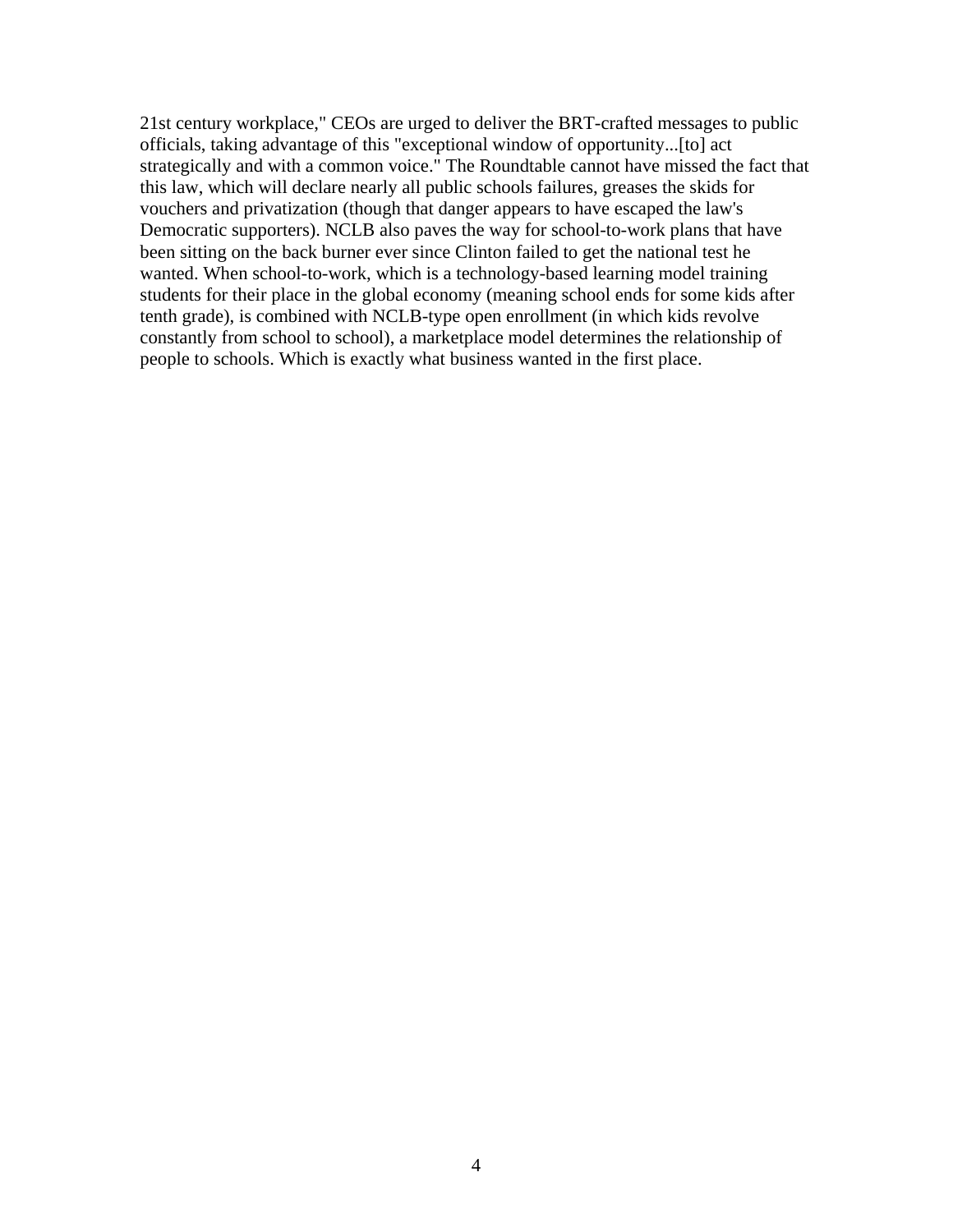21st century workplace," CEOs are urged to deliver the BRT-crafted messages to public officials, taking advantage of this "exceptional window of opportunity...[to] act strategically and with a common voice." The Roundtable cannot have missed the fact that this law, which will declare nearly all public schools failures, greases the skids for vouchers and privatization (though that danger appears to have escaped the law's Democratic supporters). NCLB also paves the way for school-to-work plans that have been sitting on the back burner ever since Clinton failed to get the national test he wanted. When school-to-work, which is a technology-based learning model training students for their place in the global economy (meaning school ends for some kids after tenth grade), is combined with NCLB-type open enrollment (in which kids revolve constantly from school to school), a marketplace model determines the relationship of people to schools. Which is exactly what business wanted in the first place.